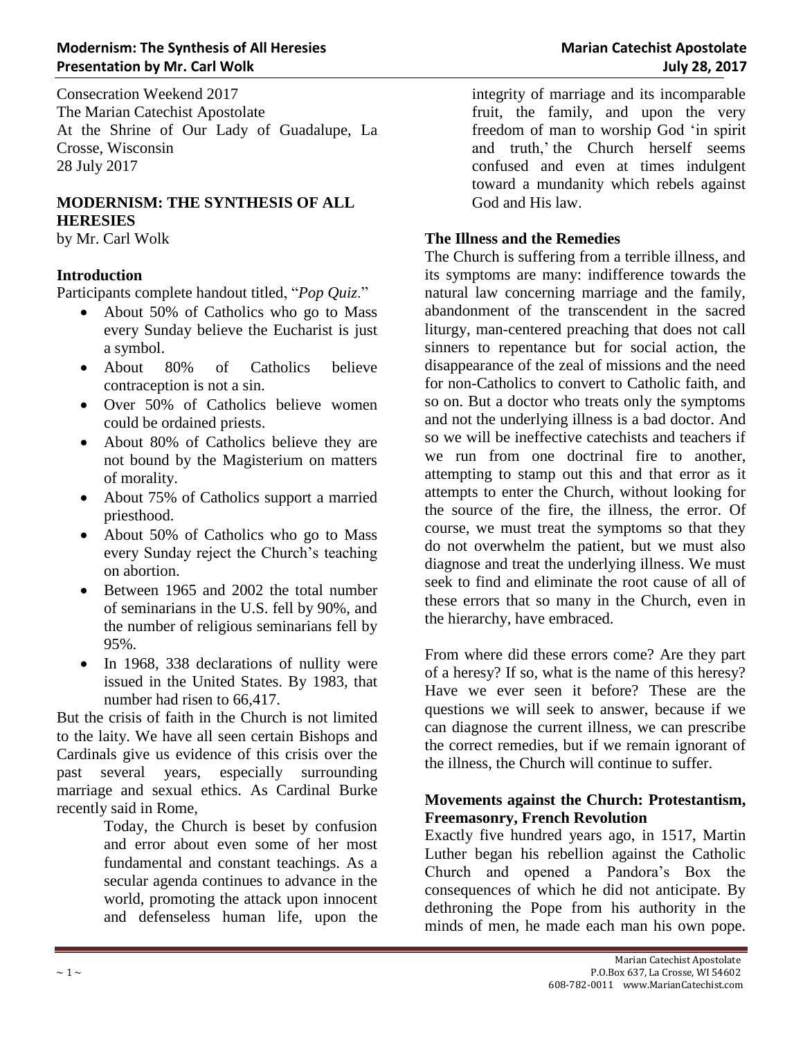Consecration Weekend 2017
The Marian Catechist Apostolate
At the Shrine of Our Lady of Guadalupe, La Crosse, Wisconsin
28 July 2017

## MODERNISM: THE SYNTHESIS OF ALL HERESIES

by Mr. Carl Wolk

### Introduction

Participants complete handout titled, "*Pop Quiz*."

- About 50% of Catholics who go to Mass every Sunday believe the Eucharist is just a symbol.
- About 80% of Catholics believe contraception is not a sin.
- Over 50% of Catholics believe women could be ordained priests.
- About 80% of Catholics believe they are not bound by the Magisterium on matters of morality.
- About 75% of Catholics support a married priesthood.
- About 50% of Catholics who go to Mass every Sunday reject the Church's teaching on abortion.
- Between 1965 and 2002 the total number of seminarians in the U.S. fell by 90%, and the number of religious seminarians fell by 95%.
- In 1968, 338 declarations of nullity were issued in the United States. By 1983, that number had risen to 66,417.

But the crisis of faith in the Church is not limited to the laity. We have all seen certain Bishops and Cardinals give us evidence of this crisis over the past several years, especially surrounding marriage and sexual ethics. As Cardinal Burke recently said in Rome,

> Today, the Church is beset by confusion and error about even some of her most fundamental and constant teachings. As a secular agenda continues to advance in the world, promoting the attack upon innocent and defenseless human life, upon the integrity of marriage and its incomparable fruit, the family, and upon the very freedom of man to worship God 'in spirit and truth,' the Church herself seems confused and even at times indulgent toward a mundanity which rebels against God and His law.

### The Illness and the Remedies

The Church is suffering from a terrible illness, and its symptoms are many: indifference towards the natural law concerning marriage and the family, abandonment of the transcendent in the sacred liturgy, man-centered preaching that does not call sinners to repentance but for social action, the disappearance of the zeal of missions and the need for non-Catholics to convert to Catholic faith, and so on. But a doctor who treats only the symptoms and not the underlying illness is a bad doctor. And so we will be ineffective catechists and teachers if we run from one doctrinal fire to another, attempting to stamp out this and that error as it attempts to enter the Church, without looking for the source of the fire, the illness, the error. Of course, we must treat the symptoms so that they do not overwhelm the patient, but we must also diagnose and treat the underlying illness. We must seek to find and eliminate the root cause of all of these errors that so many in the Church, even in the hierarchy, have embraced.

From where did these errors come? Are they part of a heresy? If so, what is the name of this heresy? Have we ever seen it before? These are the questions we will seek to answer, because if we can diagnose the current illness, we can prescribe the correct remedies, but if we remain ignorant of the illness, the Church will continue to suffer.

### Movements against the Church: Protestantism, Freemasonry, French Revolution

Exactly five hundred years ago, in 1517, Martin Luther began his rebellion against the Catholic Church and opened a Pandora's Box the consequences of which he did not anticipate. By dethroning the Pope from his authority in the minds of men, he made each man his own pope.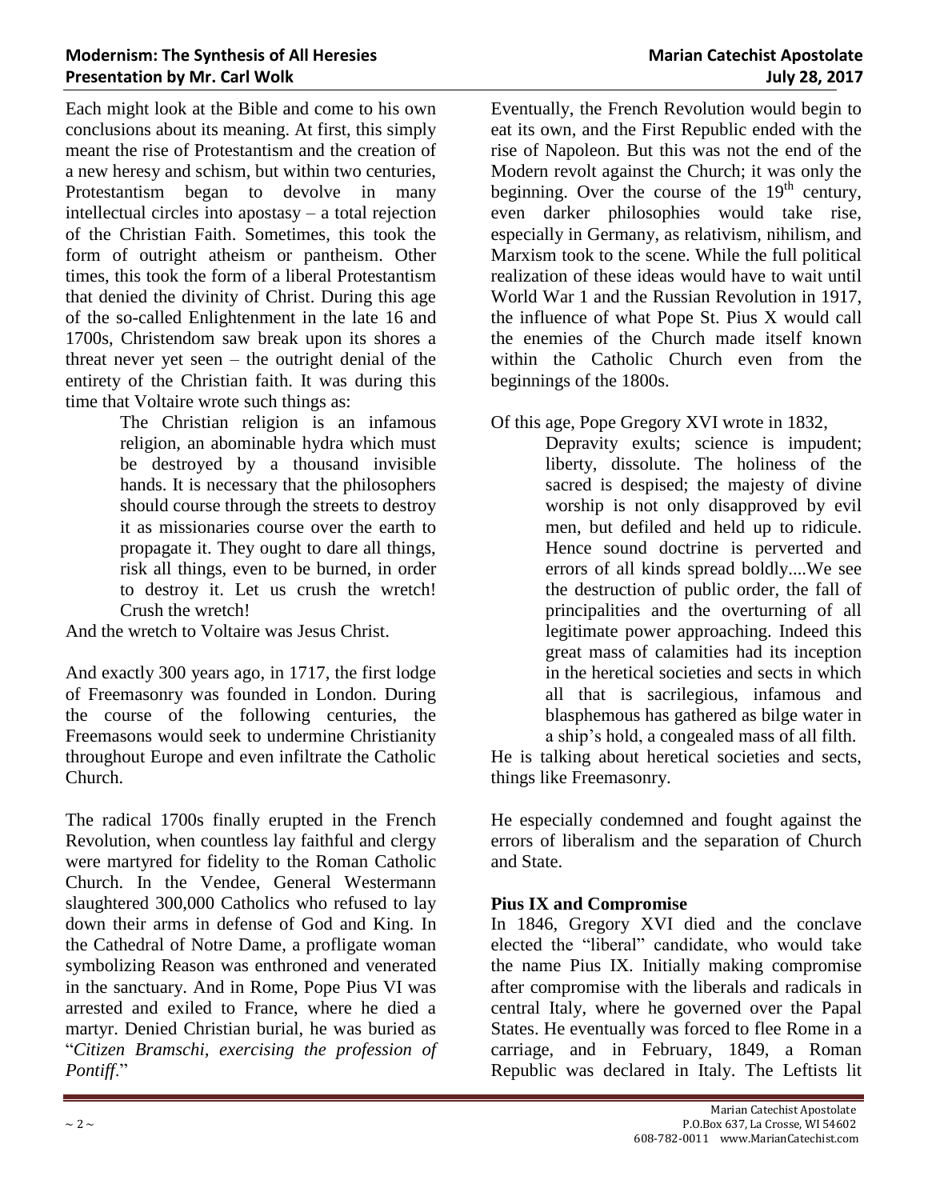Each might look at the Bible and come to his own conclusions about its meaning. At first, this simply meant the rise of Protestantism and the creation of a new heresy and schism, but within two centuries, Protestantism began to devolve in many intellectual circles into apostasy – a total rejection of the Christian Faith. Sometimes, this took the form of outright atheism or pantheism. Other times, this took the form of a liberal Protestantism that denied the divinity of Christ. During this age of the so-called Enlightenment in the late 16 and 1700s, Christendom saw break upon its shores a threat never yet seen – the outright denial of the entirety of the Christian faith. It was during this time that Voltaire wrote such things as:

> The Christian religion is an infamous religion, an abominable hydra which must be destroyed by a thousand invisible hands. It is necessary that the philosophers should course through the streets to destroy it as missionaries course over the earth to propagate it. They ought to dare all things, risk all things, even to be burned, in order to destroy it. Let us crush the wretch! Crush the wretch!

And the wretch to Voltaire was Jesus Christ.

And exactly 300 years ago, in 1717, the first lodge of Freemasonry was founded in London. During the course of the following centuries, the Freemasons would seek to undermine Christianity throughout Europe and even infiltrate the Catholic Church.

The radical 1700s finally erupted in the French Revolution, when countless lay faithful and clergy were martyred for fidelity to the Roman Catholic Church. In the Vendee, General Westermann slaughtered 300,000 Catholics who refused to lay down their arms in defense of God and King. In the Cathedral of Notre Dame, a profligate woman symbolizing Reason was enthroned and venerated in the sanctuary. And in Rome, Pope Pius VI was arrested and exiled to France, where he died a martyr. Denied Christian burial, he was buried as "*Citizen Bramschi, exercising the profession of Pontiff*."

Eventually, the French Revolution would begin to eat its own, and the First Republic ended with the rise of Napoleon. But this was not the end of the Modern revolt against the Church; it was only the beginning. Over the course of the 19th century, even darker philosophies would take rise, especially in Germany, as relativism, nihilism, and Marxism took to the scene. While the full political realization of these ideas would have to wait until World War 1 and the Russian Revolution in 1917, the influence of what Pope St. Pius X would call the enemies of the Church made itself known within the Catholic Church even from the beginnings of the 1800s.

Of this age, Pope Gregory XVI wrote in 1832,

> Depravity exults; science is impudent; liberty, dissolute. The holiness of the sacred is despised; the majesty of divine worship is not only disapproved by evil men, but defiled and held up to ridicule. Hence sound doctrine is perverted and errors of all kinds spread boldly....We see the destruction of public order, the fall of principalities and the overturning of all legitimate power approaching. Indeed this great mass of calamities had its inception in the heretical societies and sects in which all that is sacrilegious, infamous and blasphemous has gathered as bilge water in a ship's hold, a congealed mass of all filth.

He is talking about heretical societies and sects, things like Freemasonry.

He especially condemned and fought against the errors of liberalism and the separation of Church and State.

**Pius IX and Compromise**

In 1846, Gregory XVI died and the conclave elected the "liberal" candidate, who would take the name Pius IX. Initially making compromise after compromise with the liberals and radicals in central Italy, where he governed over the Papal States. He eventually was forced to flee Rome in a carriage, and in February, 1849, a Roman Republic was declared in Italy. The Leftists lit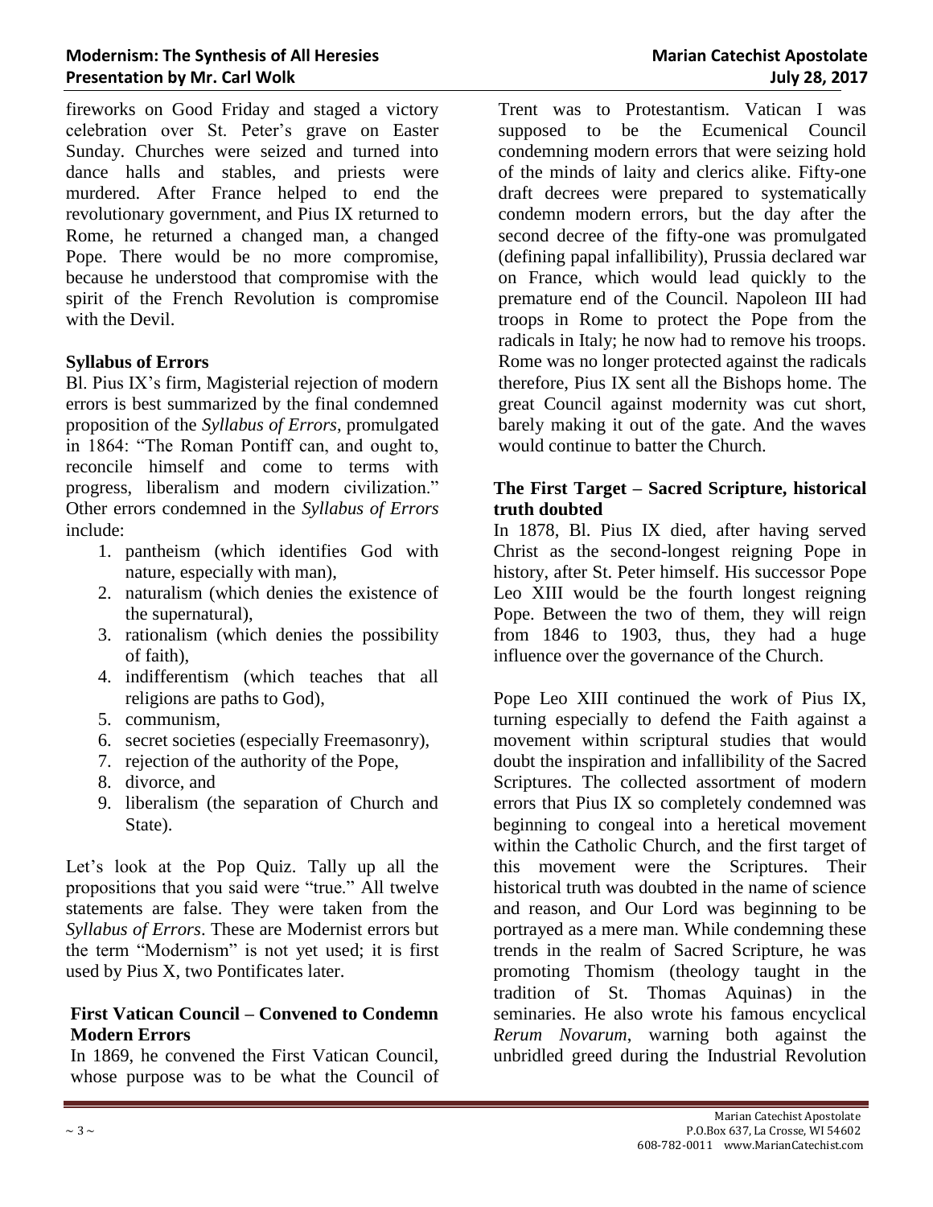fireworks on Good Friday and staged a victory celebration over St. Peter's grave on Easter Sunday. Churches were seized and turned into dance halls and stables, and priests were murdered. After France helped to end the revolutionary government, and Pius IX returned to Rome, he returned a changed man, a changed Pope. There would be no more compromise, because he understood that compromise with the spirit of the French Revolution is compromise with the Devil.

### Syllabus of Errors

Bl. Pius IX's firm, Magisterial rejection of modern errors is best summarized by the final condemned proposition of the *Syllabus of Errors*, promulgated in 1864: "The Roman Pontiff can, and ought to, reconcile himself and come to terms with progress, liberalism and modern civilization." Other errors condemned in the *Syllabus of Errors* include:

1. pantheism (which identifies God with nature, especially with man),
2. naturalism (which denies the existence of the supernatural),
3. rationalism (which denies the possibility of faith),
4. indifferentism (which teaches that all religions are paths to God),
5. communism,
6. secret societies (especially Freemasonry),
7. rejection of the authority of the Pope,
8. divorce, and
9. liberalism (the separation of Church and State).

Let's look at the Pop Quiz. Tally up all the propositions that you said were "true." All twelve statements are false. They were taken from the *Syllabus of Errors*. These are Modernist errors but the term "Modernism" is not yet used; it is first used by Pius X, two Pontificates later.

### First Vatican Council – Convened to Condemn Modern Errors

In 1869, he convened the First Vatican Council, whose purpose was to be what the Council of Trent was to Protestantism. Vatican I was supposed to be the Ecumenical Council condemning modern errors that were seizing hold of the minds of laity and clerics alike. Fifty-one draft decrees were prepared to systematically condemn modern errors, but the day after the second decree of the fifty-one was promulgated (defining papal infallibility), Prussia declared war on France, which would lead quickly to the premature end of the Council. Napoleon III had troops in Rome to protect the Pope from the radicals in Italy; he now had to remove his troops. Rome was no longer protected against the radicals therefore, Pius IX sent all the Bishops home. The great Council against modernity was cut short, barely making it out of the gate. And the waves would continue to batter the Church.

### The First Target – Sacred Scripture, historical truth doubted

In 1878, Bl. Pius IX died, after having served Christ as the second-longest reigning Pope in history, after St. Peter himself. His successor Pope Leo XIII would be the fourth longest reigning Pope. Between the two of them, they will reign from 1846 to 1903, thus, they had a huge influence over the governance of the Church.

Pope Leo XIII continued the work of Pius IX, turning especially to defend the Faith against a movement within scriptural studies that would doubt the inspiration and infallibility of the Sacred Scriptures. The collected assortment of modern errors that Pius IX so completely condemned was beginning to congeal into a heretical movement within the Catholic Church, and the first target of this movement were the Scriptures. Their historical truth was doubted in the name of science and reason, and Our Lord was beginning to be portrayed as a mere man. While condemning these trends in the realm of Sacred Scripture, he was promoting Thomism (theology taught in the tradition of St. Thomas Aquinas) in the seminaries. He also wrote his famous encyclical *Rerum Novarum*, warning both against the unbridled greed during the Industrial Revolution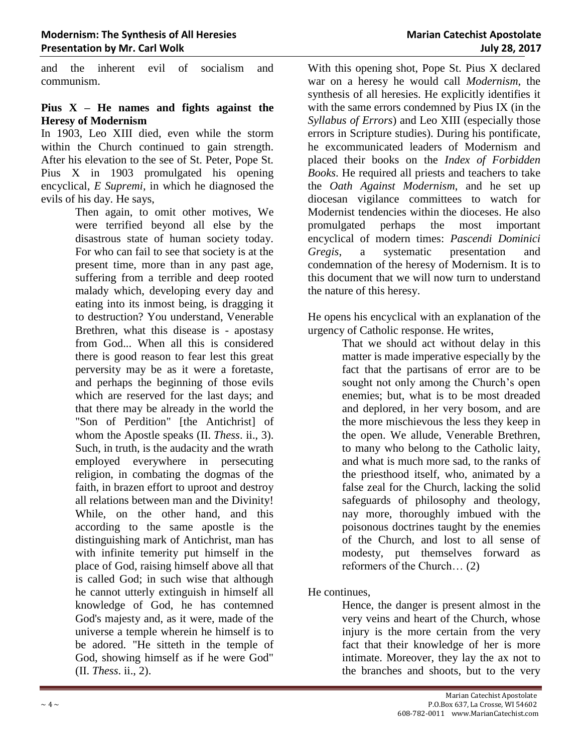and the inherent evil of socialism and communism.

**Pius X – He names and fights against the Heresy of Modernism**

In 1903, Leo XIII died, even while the storm within the Church continued to gain strength. After his elevation to the see of St. Peter, Pope St. Pius X in 1903 promulgated his opening encyclical, *E Supremi*, in which he diagnosed the evils of his day. He says,

> Then again, to omit other motives, We were terrified beyond all else by the disastrous state of human society today. For who can fail to see that society is at the present time, more than in any past age, suffering from a terrible and deep rooted malady which, developing every day and eating into its inmost being, is dragging it to destruction? You understand, Venerable Brethren, what this disease is - apostasy from God... When all this is considered there is good reason to fear lest this great perversity may be as it were a foretaste, and perhaps the beginning of those evils which are reserved for the last days; and that there may be already in the world the "Son of Perdition" [the Antichrist] of whom the Apostle speaks (II. *Thess*. ii., 3). Such, in truth, is the audacity and the wrath employed everywhere in persecuting religion, in combating the dogmas of the faith, in brazen effort to uproot and destroy all relations between man and the Divinity! While, on the other hand, and this according to the same apostle is the distinguishing mark of Antichrist, man has with infinite temerity put himself in the place of God, raising himself above all that is called God; in such wise that although he cannot utterly extinguish in himself all knowledge of God, he has contemned God's majesty and, as it were, made of the universe a temple wherein he himself is to be adored. "He sitteth in the temple of God, showing himself as if he were God" (II. *Thess*. ii., 2).

With this opening shot, Pope St. Pius X declared war on a heresy he would call *Modernism*, the synthesis of all heresies. He explicitly identifies it with the same errors condemned by Pius IX (in the *Syllabus of Errors*) and Leo XIII (especially those errors in Scripture studies). During his pontificate, he excommunicated leaders of Modernism and placed their books on the *Index of Forbidden Books*. He required all priests and teachers to take the *Oath Against Modernism*, and he set up diocesan vigilance committees to watch for Modernist tendencies within the dioceses. He also promulgated perhaps the most important encyclical of modern times: *Pascendi Dominici Gregis*, a systematic presentation and condemnation of the heresy of Modernism. It is to this document that we will now turn to understand the nature of this heresy.

He opens his encyclical with an explanation of the urgency of Catholic response. He writes,

> That we should act without delay in this matter is made imperative especially by the fact that the partisans of error are to be sought not only among the Church's open enemies; but, what is to be most dreaded and deplored, in her very bosom, and are the more mischievous the less they keep in the open. We allude, Venerable Brethren, to many who belong to the Catholic laity, and what is much more sad, to the ranks of the priesthood itself, who, animated by a false zeal for the Church, lacking the solid safeguards of philosophy and theology, nay more, thoroughly imbued with the poisonous doctrines taught by the enemies of the Church, and lost to all sense of modesty, put themselves forward as reformers of the Church… (2)

He continues,

> Hence, the danger is present almost in the very veins and heart of the Church, whose injury is the more certain from the very fact that their knowledge of her is more intimate. Moreover, they lay the ax not to the branches and shoots, but to the very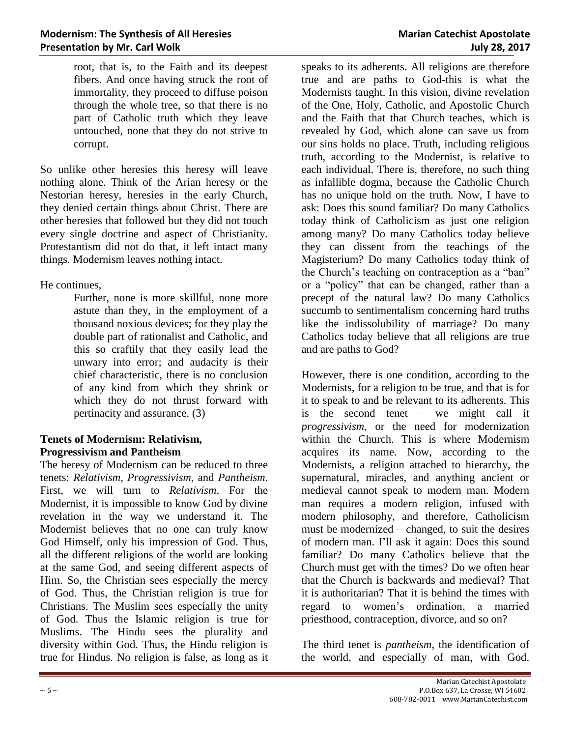> root, that is, to the Faith and its deepest fibers. And once having struck the root of immortality, they proceed to diffuse poison through the whole tree, so that there is no part of Catholic truth which they leave untouched, none that they do not strive to corrupt.

So unlike other heresies this heresy will leave nothing alone. Think of the Arian heresy or the Nestorian heresy, heresies in the early Church, they denied certain things about Christ. There are other heresies that followed but they did not touch every single doctrine and aspect of Christianity. Protestantism did not do that, it left intact many things. Modernism leaves nothing intact.

He continues,

> Further, none is more skillful, none more astute than they, in the employment of a thousand noxious devices; for they play the double part of rationalist and Catholic, and this so craftily that they easily lead the unwary into error; and audacity is their chief characteristic, there is no conclusion of any kind from which they shrink or which they do not thrust forward with pertinacity and assurance. (3)

### Tenets of Modernism: Relativism, Progressivism and Pantheism

The heresy of Modernism can be reduced to three tenets: *Relativism*, *Progressivism*, and *Pantheism*. First, we will turn to *Relativism*. For the Modernist, it is impossible to know God by divine revelation in the way we understand it. The Modernist believes that no one can truly know God Himself, only his impression of God. Thus, all the different religions of the world are looking at the same God, and seeing different aspects of Him. So, the Christian sees especially the mercy of God. Thus, the Christian religion is true for Christians. The Muslim sees especially the unity of God. Thus the Islamic religion is true for Muslims. The Hindu sees the plurality and diversity within God. Thus, the Hindu religion is true for Hindus. No religion is false, as long as it speaks to its adherents. All religions are therefore true and are paths to God-this is what the Modernists taught. In this vision, divine revelation of the One, Holy, Catholic, and Apostolic Church and the Faith that that Church teaches, which is revealed by God, which alone can save us from our sins holds no place. Truth, including religious truth, according to the Modernist, is relative to each individual. There is, therefore, no such thing as infallible dogma, because the Catholic Church has no unique hold on the truth. Now, I have to ask: Does this sound familiar? Do many Catholics today think of Catholicism as just one religion among many? Do many Catholics today believe they can dissent from the teachings of the Magisterium? Do many Catholics today think of the Church's teaching on contraception as a "ban" or a "policy" that can be changed, rather than a precept of the natural law? Do many Catholics succumb to sentimentalism concerning hard truths like the indissolubility of marriage? Do many Catholics today believe that all religions are true and are paths to God?

However, there is one condition, according to the Modernists, for a religion to be true, and that is for it to speak to and be relevant to its adherents. This is the second tenet – we might call it *progressivism*, or the need for modernization within the Church. This is where Modernism acquires its name. Now, according to the Modernists, a religion attached to hierarchy, the supernatural, miracles, and anything ancient or medieval cannot speak to modern man. Modern man requires a modern religion, infused with modern philosophy, and therefore, Catholicism must be modernized – changed, to suit the desires of modern man. I'll ask it again: Does this sound familiar? Do many Catholics believe that the Church must get with the times? Do we often hear that the Church is backwards and medieval? That it is authoritarian? That it is behind the times with regard to women's ordination, a married priesthood, contraception, divorce, and so on?

The third tenet is *pantheism*, the identification of the world, and especially of man, with God.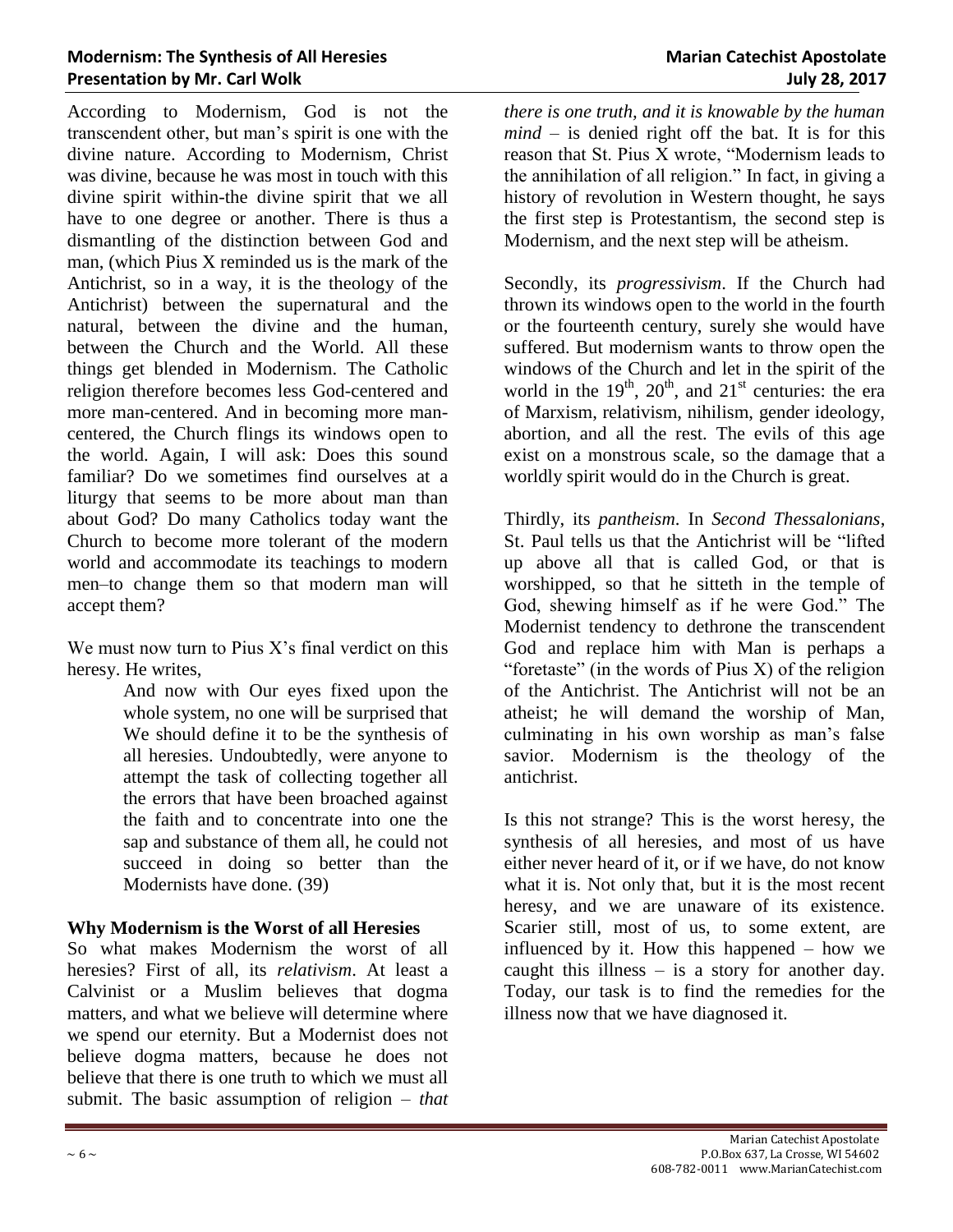According to Modernism, God is not the transcendent other, but man's spirit is one with the divine nature. According to Modernism, Christ was divine, because he was most in touch with this divine spirit within-the divine spirit that we all have to one degree or another. There is thus a dismantling of the distinction between God and man, (which Pius X reminded us is the mark of the Antichrist, so in a way, it is the theology of the Antichrist) between the supernatural and the natural, between the divine and the human, between the Church and the World. All these things get blended in Modernism. The Catholic religion therefore becomes less God-centered and more man-centered. And in becoming more man-centered, the Church flings its windows open to the world. Again, I will ask: Does this sound familiar? Do we sometimes find ourselves at a liturgy that seems to be more about man than about God? Do many Catholics today want the Church to become more tolerant of the modern world and accommodate its teachings to modern men–to change them so that modern man will accept them?

We must now turn to Pius X's final verdict on this heresy. He writes,

> And now with Our eyes fixed upon the whole system, no one will be surprised that We should define it to be the synthesis of all heresies. Undoubtedly, were anyone to attempt the task of collecting together all the errors that have been broached against the faith and to concentrate into one the sap and substance of them all, he could not succeed in doing so better than the Modernists have done. (39)

**Why Modernism is the Worst of all Heresies**

So what makes Modernism the worst of all heresies? First of all, its *relativism*. At least a Calvinist or a Muslim believes that dogma matters, and what we believe will determine where we spend our eternity. But a Modernist does not believe dogma matters, because he does not believe that there is one truth to which we must all submit. The basic assumption of religion – *that there is one truth, and it is knowable by the human mind* – is denied right off the bat. It is for this reason that St. Pius X wrote, "Modernism leads to the annihilation of all religion." In fact, in giving a history of revolution in Western thought, he says the first step is Protestantism, the second step is Modernism, and the next step will be atheism.

Secondly, its *progressivism*. If the Church had thrown its windows open to the world in the fourth or the fourteenth century, surely she would have suffered. But modernism wants to throw open the windows of the Church and let in the spirit of the world in the 19th, 20th, and 21st centuries: the era of Marxism, relativism, nihilism, gender ideology, abortion, and all the rest. The evils of this age exist on a monstrous scale, so the damage that a worldly spirit would do in the Church is great.

Thirdly, its *pantheism*. In *Second Thessalonians*, St. Paul tells us that the Antichrist will be "lifted up above all that is called God, or that is worshipped, so that he sitteth in the temple of God, shewing himself as if he were God." The Modernist tendency to dethrone the transcendent God and replace him with Man is perhaps a "foretaste" (in the words of Pius X) of the religion of the Antichrist. The Antichrist will not be an atheist; he will demand the worship of Man, culminating in his own worship as man's false savior. Modernism is the theology of the antichrist.

Is this not strange? This is the worst heresy, the synthesis of all heresies, and most of us have either never heard of it, or if we have, do not know what it is. Not only that, but it is the most recent heresy, and we are unaware of its existence. Scarier still, most of us, to some extent, are influenced by it. How this happened – how we caught this illness – is a story for another day. Today, our task is to find the remedies for the illness now that we have diagnosed it.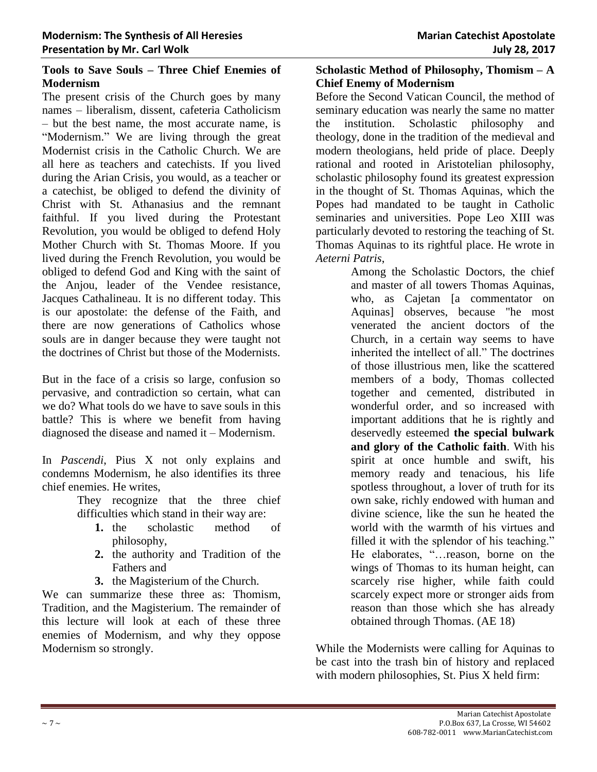## Tools to Save Souls – Three Chief Enemies of Modernism

The present crisis of the Church goes by many names – liberalism, dissent, cafeteria Catholicism – but the best name, the most accurate name, is "Modernism." We are living through the great Modernist crisis in the Catholic Church. We are all here as teachers and catechists. If you lived during the Arian Crisis, you would, as a teacher or a catechist, be obliged to defend the divinity of Christ with St. Athanasius and the remnant faithful. If you lived during the Protestant Revolution, you would be obliged to defend Holy Mother Church with St. Thomas Moore. If you lived during the French Revolution, you would be obliged to defend God and King with the saint of the Anjou, leader of the Vendee resistance, Jacques Cathalineau. It is no different today. This is our apostolate: the defense of the Faith, and there are now generations of Catholics whose souls are in danger because they were taught not the doctrines of Christ but those of the Modernists.

But in the face of a crisis so large, confusion so pervasive, and contradiction so certain, what can we do? What tools do we have to save souls in this battle? This is where we benefit from having diagnosed the disease and named it – Modernism.

In *Pascendi*, Pius X not only explains and condemns Modernism, he also identifies its three chief enemies. He writes,

> They recognize that the three chief difficulties which stand in their way are:
>
> 1. the scholastic method of philosophy,
> 2. the authority and Tradition of the Fathers and
> 3. the Magisterium of the Church.

We can summarize these three as: Thomism, Tradition, and the Magisterium. The remainder of this lecture will look at each of these three enemies of Modernism, and why they oppose Modernism so strongly.

## Scholastic Method of Philosophy, Thomism – A Chief Enemy of Modernism

Before the Second Vatican Council, the method of seminary education was nearly the same no matter the institution. Scholastic philosophy and theology, done in the tradition of the medieval and modern theologians, held pride of place. Deeply rational and rooted in Aristotelian philosophy, scholastic philosophy found its greatest expression in the thought of St. Thomas Aquinas, which the Popes had mandated to be taught in Catholic seminaries and universities. Pope Leo XIII was particularly devoted to restoring the teaching of St. Thomas Aquinas to its rightful place. He wrote in *Aeterni Patris*,

> Among the Scholastic Doctors, the chief and master of all towers Thomas Aquinas, who, as Cajetan [a commentator on Aquinas] observes, because "he most venerated the ancient doctors of the Church, in a certain way seems to have inherited the intellect of all." The doctrines of those illustrious men, like the scattered members of a body, Thomas collected together and cemented, distributed in wonderful order, and so increased with important additions that he is rightly and deservedly esteemed **the special bulwark and glory of the Catholic faith**. With his spirit at once humble and swift, his memory ready and tenacious, his life spotless throughout, a lover of truth for its own sake, richly endowed with human and divine science, like the sun he heated the world with the warmth of his virtues and filled it with the splendor of his teaching." He elaborates, "…reason, borne on the wings of Thomas to its human height, can scarcely rise higher, while faith could scarcely expect more or stronger aids from reason than those which she has already obtained through Thomas. (AE 18)

While the Modernists were calling for Aquinas to be cast into the trash bin of history and replaced with modern philosophies, St. Pius X held firm: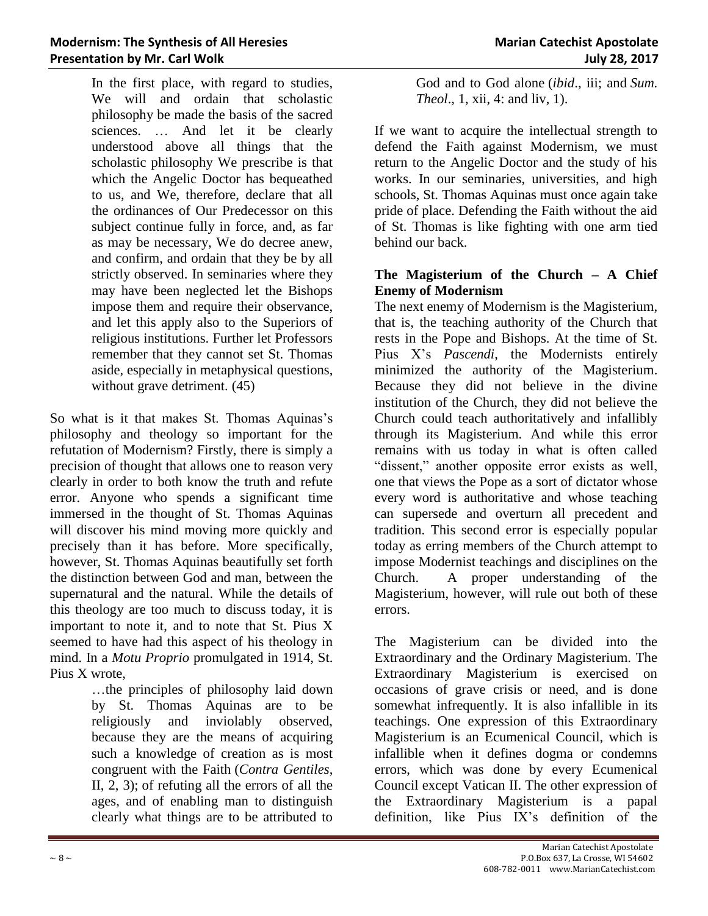> In the first place, with regard to studies, We will and ordain that scholastic philosophy be made the basis of the sacred sciences. … And let it be clearly understood above all things that the scholastic philosophy We prescribe is that which the Angelic Doctor has bequeathed to us, and We, therefore, declare that all the ordinances of Our Predecessor on this subject continue fully in force, and, as far as may be necessary, We do decree anew, and confirm, and ordain that they be by all strictly observed. In seminaries where they may have been neglected let the Bishops impose them and require their observance, and let this apply also to the Superiors of religious institutions. Further let Professors remember that they cannot set St. Thomas aside, especially in metaphysical questions, without grave detriment. (45)

So what is it that makes St. Thomas Aquinas's philosophy and theology so important for the refutation of Modernism? Firstly, there is simply a precision of thought that allows one to reason very clearly in order to both know the truth and refute error. Anyone who spends a significant time immersed in the thought of St. Thomas Aquinas will discover his mind moving more quickly and precisely than it has before. More specifically, however, St. Thomas Aquinas beautifully set forth the distinction between God and man, between the supernatural and the natural. While the details of this theology are too much to discuss today, it is important to note it, and to note that St. Pius X seemed to have had this aspect of his theology in mind. In a *Motu Proprio* promulgated in 1914, St. Pius X wrote,

> …the principles of philosophy laid down by St. Thomas Aquinas are to be religiously and inviolably observed, because they are the means of acquiring such a knowledge of creation as is most congruent with the Faith (*Contra Gentiles*, II, 2, 3); of refuting all the errors of all the ages, and of enabling man to distinguish clearly what things are to be attributed to God and to God alone (*ibid*., iii; and *Sum. Theol*., 1, xii, 4: and liv, 1).

If we want to acquire the intellectual strength to defend the Faith against Modernism, we must return to the Angelic Doctor and the study of his works. In our seminaries, universities, and high schools, St. Thomas Aquinas must once again take pride of place. Defending the Faith without the aid of St. Thomas is like fighting with one arm tied behind our back.

**The Magisterium of the Church – A Chief Enemy of Modernism**

The next enemy of Modernism is the Magisterium, that is, the teaching authority of the Church that rests in the Pope and Bishops. At the time of St. Pius X's *Pascendi*, the Modernists entirely minimized the authority of the Magisterium. Because they did not believe in the divine institution of the Church, they did not believe the Church could teach authoritatively and infallibly through its Magisterium. And while this error remains with us today in what is often called "dissent," another opposite error exists as well, one that views the Pope as a sort of dictator whose every word is authoritative and whose teaching can supersede and overturn all precedent and tradition. This second error is especially popular today as erring members of the Church attempt to impose Modernist teachings and disciplines on the Church. A proper understanding of the Magisterium, however, will rule out both of these errors.

The Magisterium can be divided into the Extraordinary and the Ordinary Magisterium. The Extraordinary Magisterium is exercised on occasions of grave crisis or need, and is done somewhat infrequently. It is also infallible in its teachings. One expression of this Extraordinary Magisterium is an Ecumenical Council, which is infallible when it defines dogma or condemns errors, which was done by every Ecumenical Council except Vatican II. The other expression of the Extraordinary Magisterium is a papal definition, like Pius IX's definition of the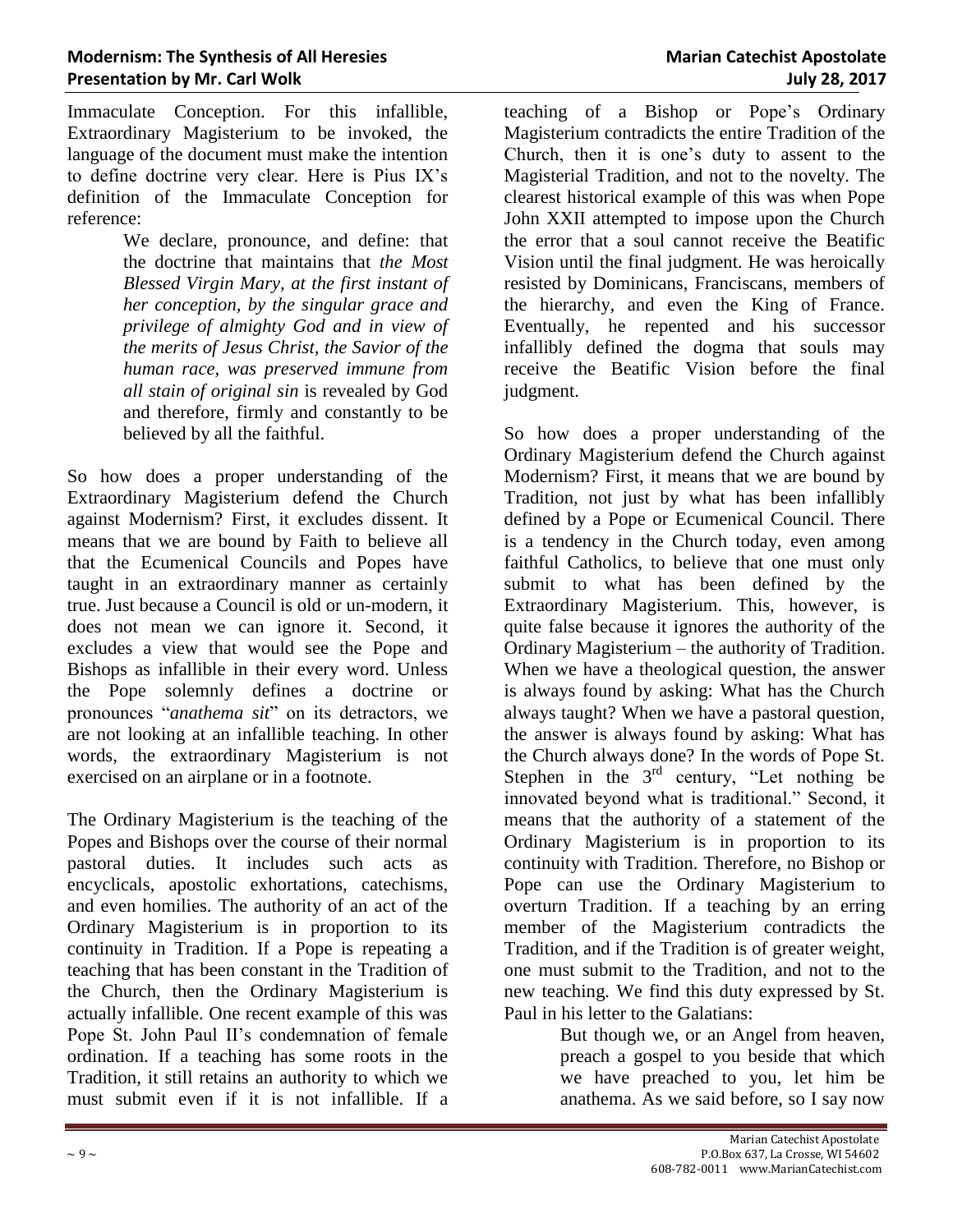Immaculate Conception. For this infallible, Extraordinary Magisterium to be invoked, the language of the document must make the intention to define doctrine very clear. Here is Pius IX's definition of the Immaculate Conception for reference:

> We declare, pronounce, and define: that the doctrine that maintains that *the Most Blessed Virgin Mary, at the first instant of her conception, by the singular grace and privilege of almighty God and in view of the merits of Jesus Christ, the Savior of the human race, was preserved immune from all stain of original sin* is revealed by God and therefore, firmly and constantly to be believed by all the faithful.

So how does a proper understanding of the Extraordinary Magisterium defend the Church against Modernism? First, it excludes dissent. It means that we are bound by Faith to believe all that the Ecumenical Councils and Popes have taught in an extraordinary manner as certainly true. Just because a Council is old or un-modern, it does not mean we can ignore it. Second, it excludes a view that would see the Pope and Bishops as infallible in their every word. Unless the Pope solemnly defines a doctrine or pronounces "*anathema sit*" on its detractors, we are not looking at an infallible teaching. In other words, the extraordinary Magisterium is not exercised on an airplane or in a footnote.

The Ordinary Magisterium is the teaching of the Popes and Bishops over the course of their normal pastoral duties. It includes such acts as encyclicals, apostolic exhortations, catechisms, and even homilies. The authority of an act of the Ordinary Magisterium is in proportion to its continuity in Tradition. If a Pope is repeating a teaching that has been constant in the Tradition of the Church, then the Ordinary Magisterium is actually infallible. One recent example of this was Pope St. John Paul II's condemnation of female ordination. If a teaching has some roots in the Tradition, it still retains an authority to which we must submit even if it is not infallible. If a teaching of a Bishop or Pope's Ordinary Magisterium contradicts the entire Tradition of the Church, then it is one's duty to assent to the Magisterial Tradition, and not to the novelty. The clearest historical example of this was when Pope John XXII attempted to impose upon the Church the error that a soul cannot receive the Beatific Vision until the final judgment. He was heroically resisted by Dominicans, Franciscans, members of the hierarchy, and even the King of France. Eventually, he repented and his successor infallibly defined the dogma that souls may receive the Beatific Vision before the final judgment.

So how does a proper understanding of the Ordinary Magisterium defend the Church against Modernism? First, it means that we are bound by Tradition, not just by what has been infallibly defined by a Pope or Ecumenical Council. There is a tendency in the Church today, even among faithful Catholics, to believe that one must only submit to what has been defined by the Extraordinary Magisterium. This, however, is quite false because it ignores the authority of the Ordinary Magisterium – the authority of Tradition. When we have a theological question, the answer is always found by asking: What has the Church always taught? When we have a pastoral question, the answer is always found by asking: What has the Church always done? In the words of Pope St. Stephen in the 3rd century, "Let nothing be innovated beyond what is traditional." Second, it means that the authority of a statement of the Ordinary Magisterium is in proportion to its continuity with Tradition. Therefore, no Bishop or Pope can use the Ordinary Magisterium to overturn Tradition. If a teaching by an erring member of the Magisterium contradicts the Tradition, and if the Tradition is of greater weight, one must submit to the Tradition, and not to the new teaching. We find this duty expressed by St. Paul in his letter to the Galatians:

> But though we, or an Angel from heaven, preach a gospel to you beside that which we have preached to you, let him be anathema. As we said before, so I say now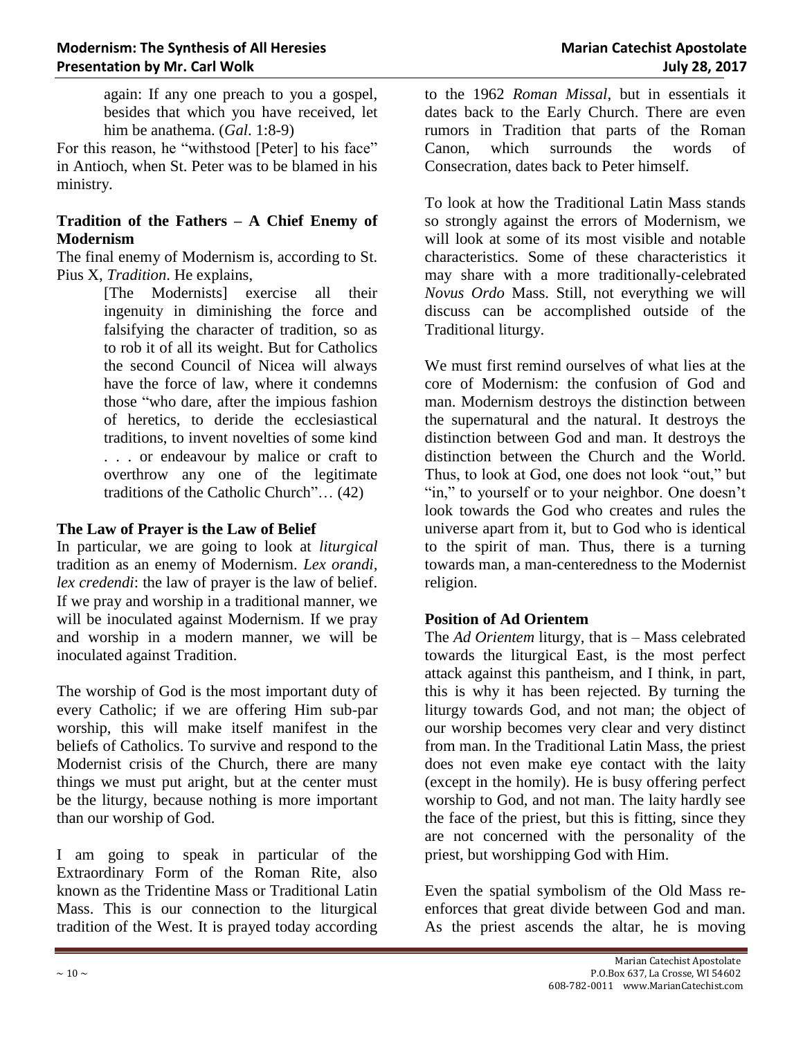again: If any one preach to you a gospel, besides that which you have received, let him be anathema. (*Gal*. 1:8-9)

For this reason, he "withstood [Peter] to his face" in Antioch, when St. Peter was to be blamed in his ministry.

### Tradition of the Fathers – A Chief Enemy of Modernism

The final enemy of Modernism is, according to St. Pius X, *Tradition*. He explains,

> [The Modernists] exercise all their ingenuity in diminishing the force and falsifying the character of tradition, so as to rob it of all its weight. But for Catholics the second Council of Nicea will always have the force of law, where it condemns those "who dare, after the impious fashion of heretics, to deride the ecclesiastical traditions, to invent novelties of some kind . . . or endeavour by malice or craft to overthrow any one of the legitimate traditions of the Catholic Church"… (42)

### The Law of Prayer is the Law of Belief

In particular, we are going to look at *liturgical* tradition as an enemy of Modernism. *Lex orandi, lex credendi*: the law of prayer is the law of belief. If we pray and worship in a traditional manner, we will be inoculated against Modernism. If we pray and worship in a modern manner, we will be inoculated against Tradition.

The worship of God is the most important duty of every Catholic; if we are offering Him sub-par worship, this will make itself manifest in the beliefs of Catholics. To survive and respond to the Modernist crisis of the Church, there are many things we must put aright, but at the center must be the liturgy, because nothing is more important than our worship of God.

I am going to speak in particular of the Extraordinary Form of the Roman Rite, also known as the Tridentine Mass or Traditional Latin Mass. This is our connection to the liturgical tradition of the West. It is prayed today according to the 1962 *Roman Missal*, but in essentials it dates back to the Early Church. There are even rumors in Tradition that parts of the Roman Canon, which surrounds the words of Consecration, dates back to Peter himself.

To look at how the Traditional Latin Mass stands so strongly against the errors of Modernism, we will look at some of its most visible and notable characteristics. Some of these characteristics it may share with a more traditionally-celebrated *Novus Ordo* Mass. Still, not everything we will discuss can be accomplished outside of the Traditional liturgy.

We must first remind ourselves of what lies at the core of Modernism: the confusion of God and man. Modernism destroys the distinction between the supernatural and the natural. It destroys the distinction between God and man. It destroys the distinction between the Church and the World. Thus, to look at God, one does not look "out," but "in," to yourself or to your neighbor. One doesn't look towards the God who creates and rules the universe apart from it, but to God who is identical to the spirit of man. Thus, there is a turning towards man, a man-centeredness to the Modernist religion.

### Position of Ad Orientem

The *Ad Orientem* liturgy, that is – Mass celebrated towards the liturgical East, is the most perfect attack against this pantheism, and I think, in part, this is why it has been rejected. By turning the liturgy towards God, and not man; the object of our worship becomes very clear and very distinct from man. In the Traditional Latin Mass, the priest does not even make eye contact with the laity (except in the homily). He is busy offering perfect worship to God, and not man. The laity hardly see the face of the priest, but this is fitting, since they are not concerned with the personality of the priest, but worshipping God with Him.

Even the spatial symbolism of the Old Mass re-enforces that great divide between God and man. As the priest ascends the altar, he is moving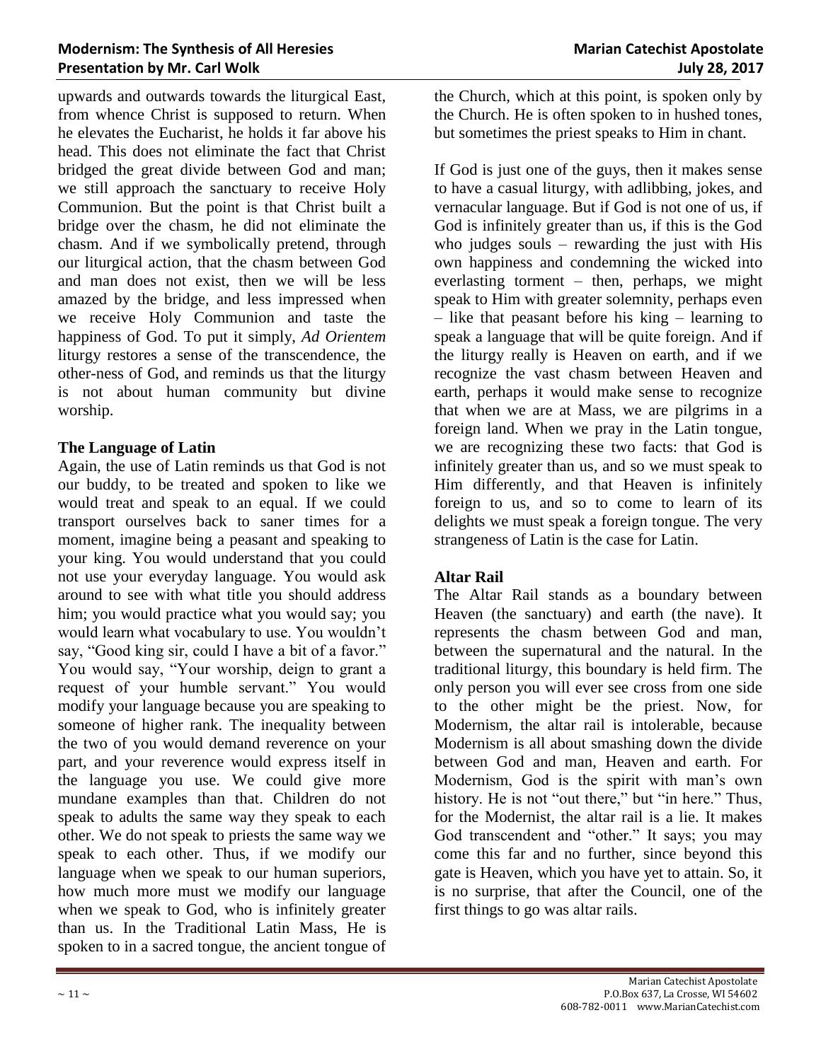upwards and outwards towards the liturgical East, from whence Christ is supposed to return. When he elevates the Eucharist, he holds it far above his head. This does not eliminate the fact that Christ bridged the great divide between God and man; we still approach the sanctuary to receive Holy Communion. But the point is that Christ built a bridge over the chasm, he did not eliminate the chasm. And if we symbolically pretend, through our liturgical action, that the chasm between God and man does not exist, then we will be less amazed by the bridge, and less impressed when we receive Holy Communion and taste the happiness of God. To put it simply, *Ad Orientem* liturgy restores a sense of the transcendence, the other-ness of God, and reminds us that the liturgy is not about human community but divine worship.

### The Language of Latin

Again, the use of Latin reminds us that God is not our buddy, to be treated and spoken to like we would treat and speak to an equal. If we could transport ourselves back to saner times for a moment, imagine being a peasant and speaking to your king. You would understand that you could not use your everyday language. You would ask around to see with what title you should address him; you would practice what you would say; you would learn what vocabulary to use. You wouldn't say, "Good king sir, could I have a bit of a favor." You would say, "Your worship, deign to grant a request of your humble servant." You would modify your language because you are speaking to someone of higher rank. The inequality between the two of you would demand reverence on your part, and your reverence would express itself in the language you use. We could give more mundane examples than that. Children do not speak to adults the same way they speak to each other. We do not speak to priests the same way we speak to each other. Thus, if we modify our language when we speak to our human superiors, how much more must we modify our language when we speak to God, who is infinitely greater than us. In the Traditional Latin Mass, He is spoken to in a sacred tongue, the ancient tongue of the Church, which at this point, is spoken only by the Church. He is often spoken to in hushed tones, but sometimes the priest speaks to Him in chant.

If God is just one of the guys, then it makes sense to have a casual liturgy, with adlibbing, jokes, and vernacular language. But if God is not one of us, if God is infinitely greater than us, if this is the God who judges souls – rewarding the just with His own happiness and condemning the wicked into everlasting torment – then, perhaps, we might speak to Him with greater solemnity, perhaps even – like that peasant before his king – learning to speak a language that will be quite foreign. And if the liturgy really is Heaven on earth, and if we recognize the vast chasm between Heaven and earth, perhaps it would make sense to recognize that when we are at Mass, we are pilgrims in a foreign land. When we pray in the Latin tongue, we are recognizing these two facts: that God is infinitely greater than us, and so we must speak to Him differently, and that Heaven is infinitely foreign to us, and so to come to learn of its delights we must speak a foreign tongue. The very strangeness of Latin is the case for Latin.

### Altar Rail

The Altar Rail stands as a boundary between Heaven (the sanctuary) and earth (the nave). It represents the chasm between God and man, between the supernatural and the natural. In the traditional liturgy, this boundary is held firm. The only person you will ever see cross from one side to the other might be the priest. Now, for Modernism, the altar rail is intolerable, because Modernism is all about smashing down the divide between God and man, Heaven and earth. For Modernism, God is the spirit with man's own history. He is not "out there," but "in here." Thus, for the Modernist, the altar rail is a lie. It makes God transcendent and "other." It says; you may come this far and no further, since beyond this gate is Heaven, which you have yet to attain. So, it is no surprise, that after the Council, one of the first things to go was altar rails.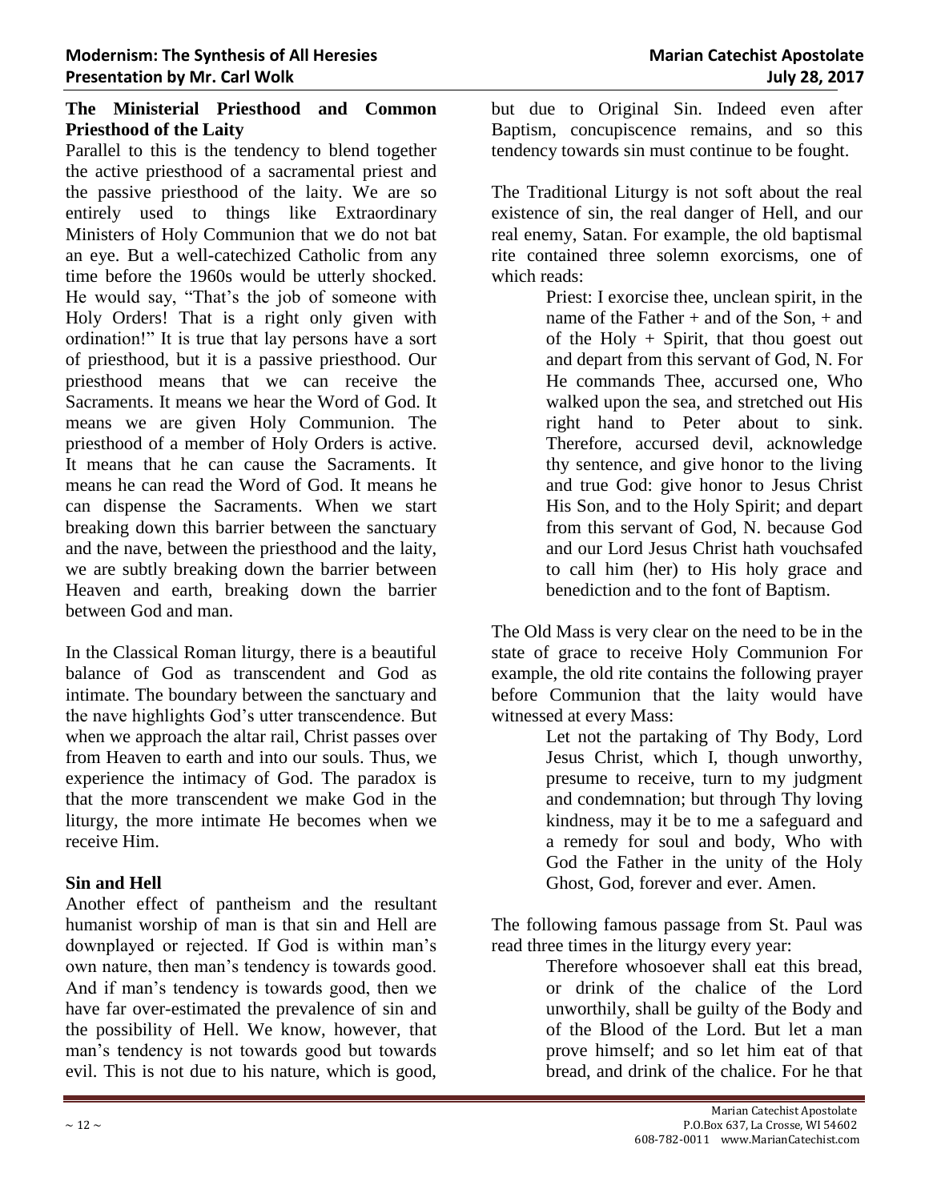### The Ministerial Priesthood and Common Priesthood of the Laity

Parallel to this is the tendency to blend together the active priesthood of a sacramental priest and the passive priesthood of the laity. We are so entirely used to things like Extraordinary Ministers of Holy Communion that we do not bat an eye. But a well-catechized Catholic from any time before the 1960s would be utterly shocked. He would say, "That's the job of someone with Holy Orders! That is a right only given with ordination!" It is true that lay persons have a sort of priesthood, but it is a passive priesthood. Our priesthood means that we can receive the Sacraments. It means we hear the Word of God. It means we are given Holy Communion. The priesthood of a member of Holy Orders is active. It means that he can cause the Sacraments. It means he can read the Word of God. It means he can dispense the Sacraments. When we start breaking down this barrier between the sanctuary and the nave, between the priesthood and the laity, we are subtly breaking down the barrier between Heaven and earth, breaking down the barrier between God and man.

In the Classical Roman liturgy, there is a beautiful balance of God as transcendent and God as intimate. The boundary between the sanctuary and the nave highlights God's utter transcendence. But when we approach the altar rail, Christ passes over from Heaven to earth and into our souls. Thus, we experience the intimacy of God. The paradox is that the more transcendent we make God in the liturgy, the more intimate He becomes when we receive Him.

### Sin and Hell

Another effect of pantheism and the resultant humanist worship of man is that sin and Hell are downplayed or rejected. If God is within man's own nature, then man's tendency is towards good. And if man's tendency is towards good, then we have far over-estimated the prevalence of sin and the possibility of Hell. We know, however, that man's tendency is not towards good but towards evil. This is not due to his nature, which is good, but due to Original Sin. Indeed even after Baptism, concupiscence remains, and so this tendency towards sin must continue to be fought.

The Traditional Liturgy is not soft about the real existence of sin, the real danger of Hell, and our real enemy, Satan. For example, the old baptismal rite contained three solemn exorcisms, one of which reads:

> Priest: I exorcise thee, unclean spirit, in the name of the Father + and of the Son, + and of the Holy + Spirit, that thou goest out and depart from this servant of God, N. For He commands Thee, accursed one, Who walked upon the sea, and stretched out His right hand to Peter about to sink. Therefore, accursed devil, acknowledge thy sentence, and give honor to the living and true God: give honor to Jesus Christ His Son, and to the Holy Spirit; and depart from this servant of God, N. because God and our Lord Jesus Christ hath vouchsafed to call him (her) to His holy grace and benediction and to the font of Baptism.

The Old Mass is very clear on the need to be in the state of grace to receive Holy Communion For example, the old rite contains the following prayer before Communion that the laity would have witnessed at every Mass:

> Let not the partaking of Thy Body, Lord Jesus Christ, which I, though unworthy, presume to receive, turn to my judgment and condemnation; but through Thy loving kindness, may it be to me a safeguard and a remedy for soul and body, Who with God the Father in the unity of the Holy Ghost, God, forever and ever. Amen.

The following famous passage from St. Paul was read three times in the liturgy every year:

> Therefore whosoever shall eat this bread, or drink of the chalice of the Lord unworthily, shall be guilty of the Body and of the Blood of the Lord. But let a man prove himself; and so let him eat of that bread, and drink of the chalice. For he that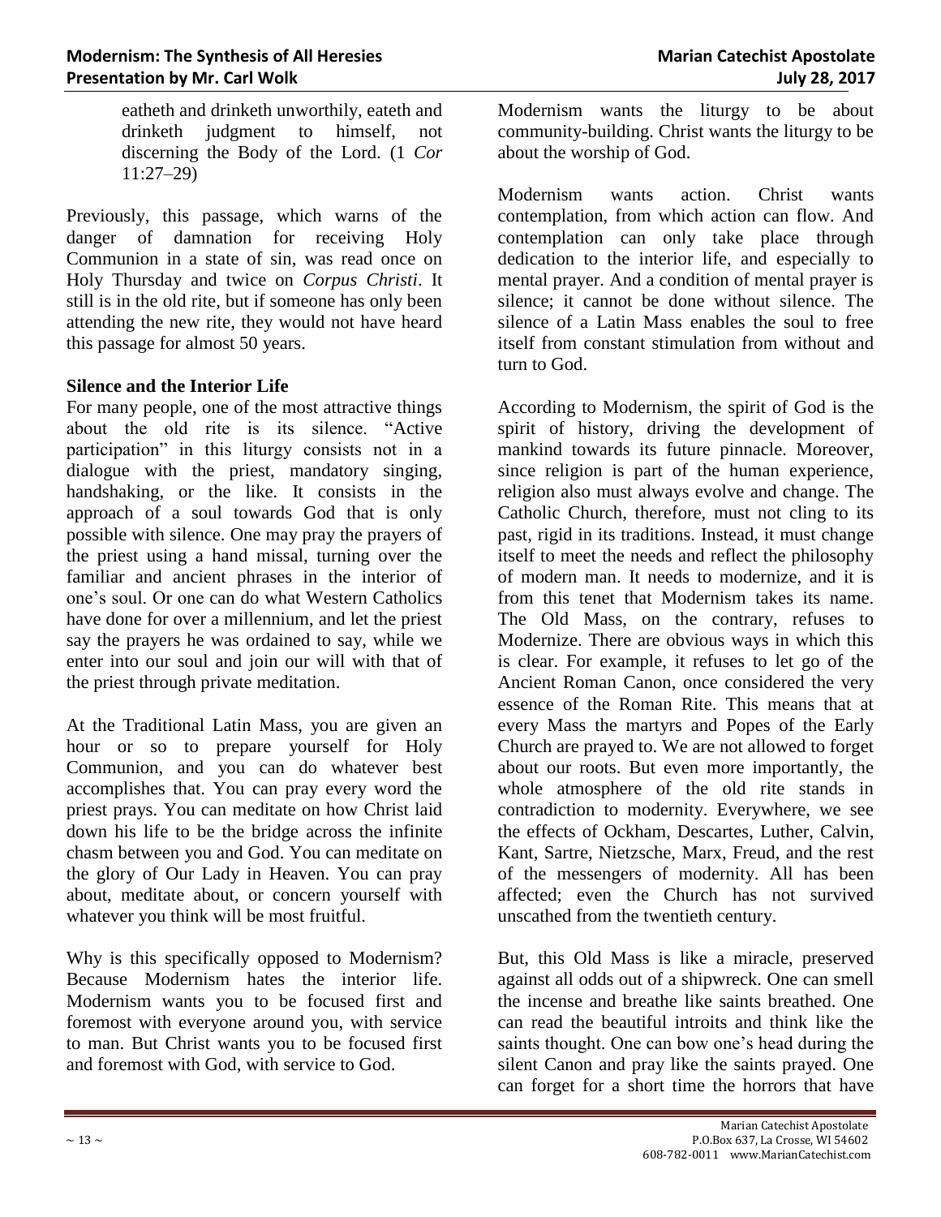> eateth and drinketh unworthily, eateth and drinketh judgment to himself, not discerning the Body of the Lord. (1 *Cor* 11:27–29)

Previously, this passage, which warns of the danger of damnation for receiving Holy Communion in a state of sin, was read once on Holy Thursday and twice on *Corpus Christi*. It still is in the old rite, but if someone has only been attending the new rite, they would not have heard this passage for almost 50 years.

**Silence and the Interior Life**

For many people, one of the most attractive things about the old rite is its silence. "Active participation" in this liturgy consists not in a dialogue with the priest, mandatory singing, handshaking, or the like. It consists in the approach of a soul towards God that is only possible with silence. One may pray the prayers of the priest using a hand missal, turning over the familiar and ancient phrases in the interior of one's soul. Or one can do what Western Catholics have done for over a millennium, and let the priest say the prayers he was ordained to say, while we enter into our soul and join our will with that of the priest through private meditation.

At the Traditional Latin Mass, you are given an hour or so to prepare yourself for Holy Communion, and you can do whatever best accomplishes that. You can pray every word the priest prays. You can meditate on how Christ laid down his life to be the bridge across the infinite chasm between you and God. You can meditate on the glory of Our Lady in Heaven. You can pray about, meditate about, or concern yourself with whatever you think will be most fruitful.

Why is this specifically opposed to Modernism? Because Modernism hates the interior life. Modernism wants you to be focused first and foremost with everyone around you, with service to man. But Christ wants you to be focused first and foremost with God, with service to God.

Modernism wants the liturgy to be about community-building. Christ wants the liturgy to be about the worship of God.

Modernism wants action. Christ wants contemplation, from which action can flow. And contemplation can only take place through dedication to the interior life, and especially to mental prayer. And a condition of mental prayer is silence; it cannot be done without silence. The silence of a Latin Mass enables the soul to free itself from constant stimulation from without and turn to God.

According to Modernism, the spirit of God is the spirit of history, driving the development of mankind towards its future pinnacle. Moreover, since religion is part of the human experience, religion also must always evolve and change. The Catholic Church, therefore, must not cling to its past, rigid in its traditions. Instead, it must change itself to meet the needs and reflect the philosophy of modern man. It needs to modernize, and it is from this tenet that Modernism takes its name. The Old Mass, on the contrary, refuses to Modernize. There are obvious ways in which this is clear. For example, it refuses to let go of the Ancient Roman Canon, once considered the very essence of the Roman Rite. This means that at every Mass the martyrs and Popes of the Early Church are prayed to. We are not allowed to forget about our roots. But even more importantly, the whole atmosphere of the old rite stands in contradiction to modernity. Everywhere, we see the effects of Ockham, Descartes, Luther, Calvin, Kant, Sartre, Nietzsche, Marx, Freud, and the rest of the messengers of modernity. All has been affected; even the Church has not survived unscathed from the twentieth century.

But, this Old Mass is like a miracle, preserved against all odds out of a shipwreck. One can smell the incense and breathe like saints breathed. One can read the beautiful introits and think like the saints thought. One can bow one's head during the silent Canon and pray like the saints prayed. One can forget for a short time the horrors that have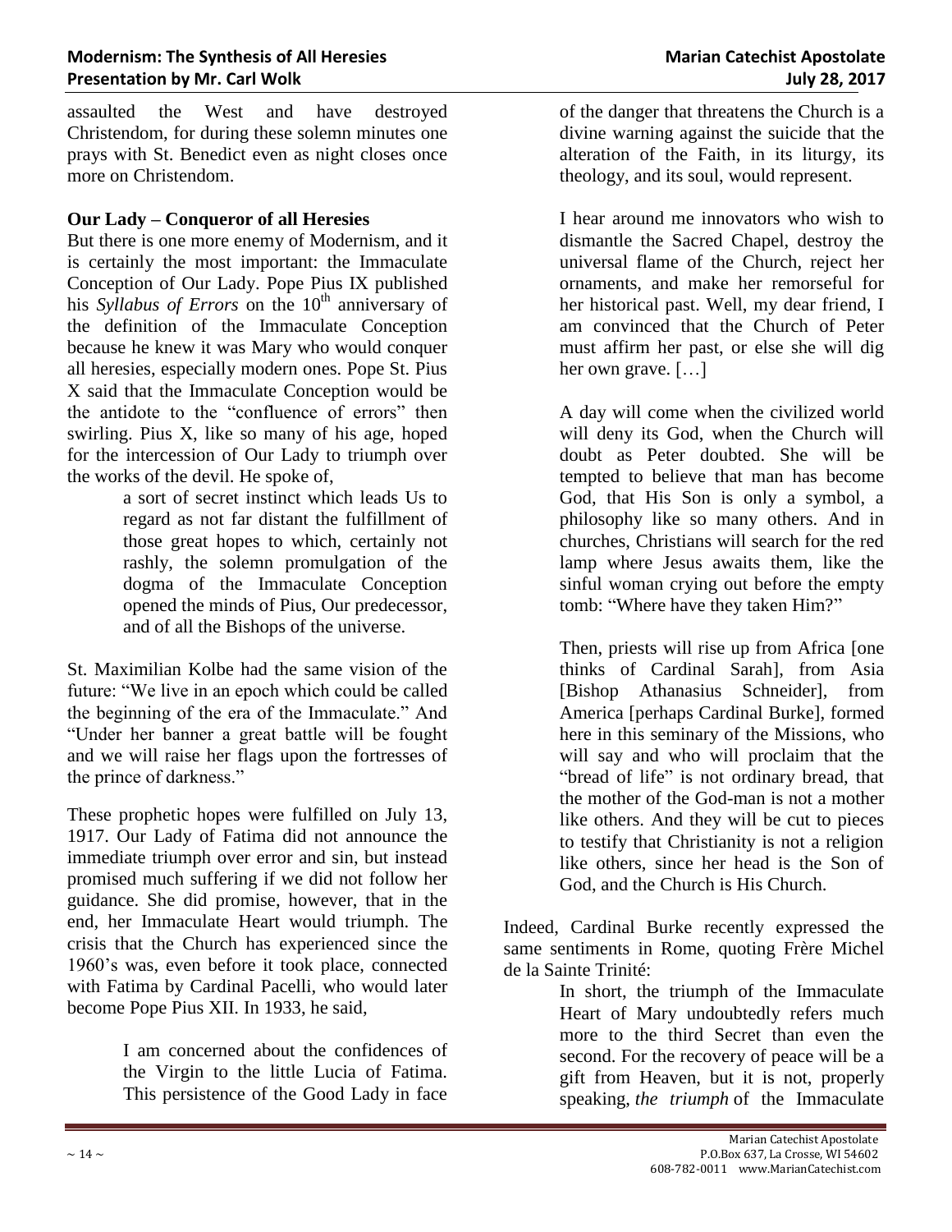assaulted the West and have destroyed Christendom, for during these solemn minutes one prays with St. Benedict even as night closes once more on Christendom.

**Our Lady – Conqueror of all Heresies**

But there is one more enemy of Modernism, and it is certainly the most important: the Immaculate Conception of Our Lady. Pope Pius IX published his *Syllabus of Errors* on the 10th anniversary of the definition of the Immaculate Conception because he knew it was Mary who would conquer all heresies, especially modern ones. Pope St. Pius X said that the Immaculate Conception would be the antidote to the "confluence of errors" then swirling. Pius X, like so many of his age, hoped for the intercession of Our Lady to triumph over the works of the devil. He spoke of,

> a sort of secret instinct which leads Us to regard as not far distant the fulfillment of those great hopes to which, certainly not rashly, the solemn promulgation of the dogma of the Immaculate Conception opened the minds of Pius, Our predecessor, and of all the Bishops of the universe.

St. Maximilian Kolbe had the same vision of the future: "We live in an epoch which could be called the beginning of the era of the Immaculate." And "Under her banner a great battle will be fought and we will raise her flags upon the fortresses of the prince of darkness."

These prophetic hopes were fulfilled on July 13, 1917. Our Lady of Fatima did not announce the immediate triumph over error and sin, but instead promised much suffering if we did not follow her guidance. She did promise, however, that in the end, her Immaculate Heart would triumph. The crisis that the Church has experienced since the 1960's was, even before it took place, connected with Fatima by Cardinal Pacelli, who would later become Pope Pius XII. In 1933, he said,

> I am concerned about the confidences of the Virgin to the little Lucia of Fatima. This persistence of the Good Lady in face of the danger that threatens the Church is a divine warning against the suicide that the alteration of the Faith, in its liturgy, its theology, and its soul, would represent.
>
> I hear around me innovators who wish to dismantle the Sacred Chapel, destroy the universal flame of the Church, reject her ornaments, and make her remorseful for her historical past. Well, my dear friend, I am convinced that the Church of Peter must affirm her past, or else she will dig her own grave. […]
>
> A day will come when the civilized world will deny its God, when the Church will doubt as Peter doubted. She will be tempted to believe that man has become God, that His Son is only a symbol, a philosophy like so many others. And in churches, Christians will search for the red lamp where Jesus awaits them, like the sinful woman crying out before the empty tomb: "Where have they taken Him?"
>
> Then, priests will rise up from Africa [one thinks of Cardinal Sarah], from Asia [Bishop Athanasius Schneider], from America [perhaps Cardinal Burke], formed here in this seminary of the Missions, who will say and who will proclaim that the "bread of life" is not ordinary bread, that the mother of the God-man is not a mother like others. And they will be cut to pieces to testify that Christianity is not a religion like others, since her head is the Son of God, and the Church is His Church.

Indeed, Cardinal Burke recently expressed the same sentiments in Rome, quoting Frère Michel de la Sainte Trinité:

> In short, the triumph of the Immaculate Heart of Mary undoubtedly refers much more to the third Secret than even the second. For the recovery of peace will be a gift from Heaven, but it is not, properly speaking, *the triumph* of the Immaculate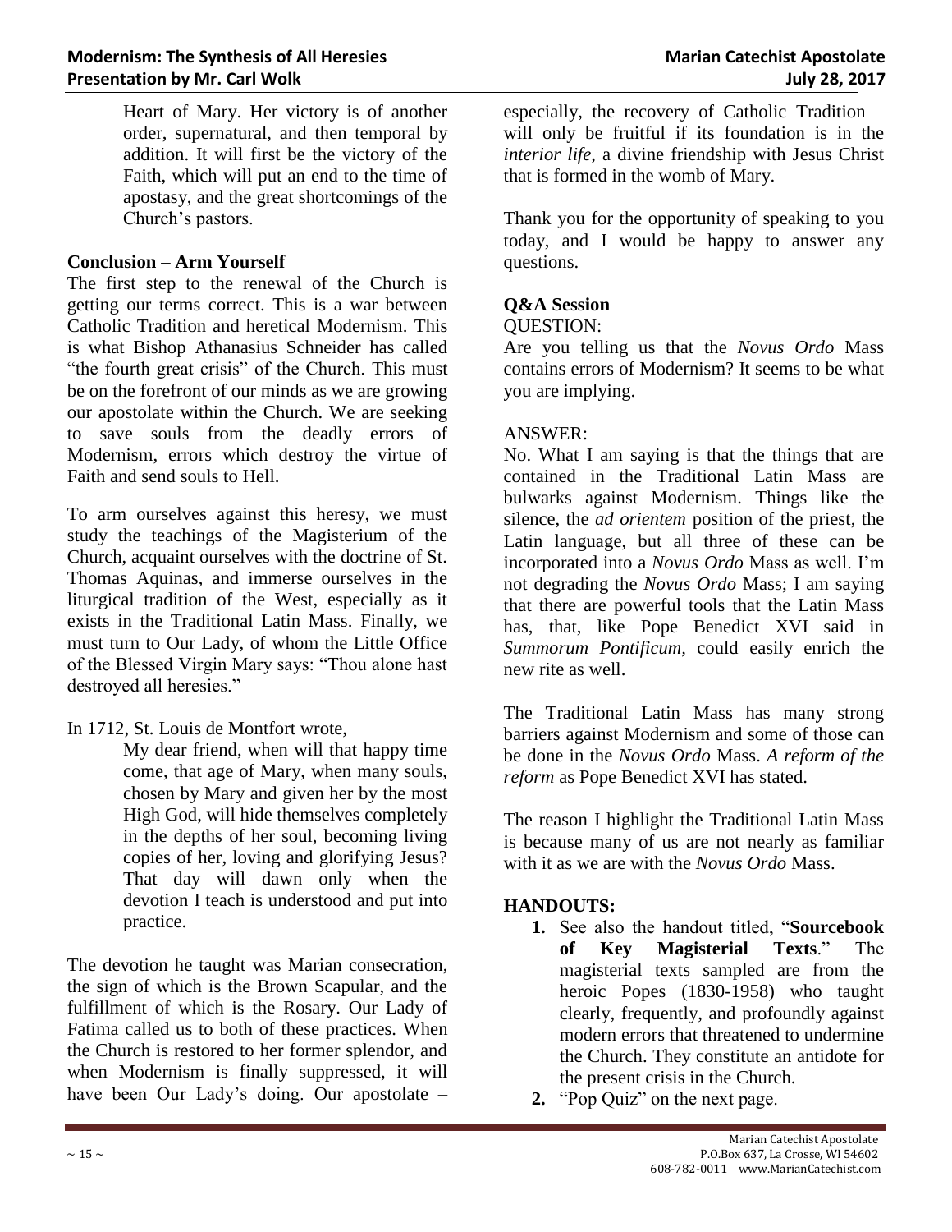> Heart of Mary. Her victory is of another order, supernatural, and then temporal by addition. It will first be the victory of the Faith, which will put an end to the time of apostasy, and the great shortcomings of the Church's pastors.

### Conclusion – Arm Yourself

The first step to the renewal of the Church is getting our terms correct. This is a war between Catholic Tradition and heretical Modernism. This is what Bishop Athanasius Schneider has called "the fourth great crisis" of the Church. This must be on the forefront of our minds as we are growing our apostolate within the Church. We are seeking to save souls from the deadly errors of Modernism, errors which destroy the virtue of Faith and send souls to Hell.

To arm ourselves against this heresy, we must study the teachings of the Magisterium of the Church, acquaint ourselves with the doctrine of St. Thomas Aquinas, and immerse ourselves in the liturgical tradition of the West, especially as it exists in the Traditional Latin Mass. Finally, we must turn to Our Lady, of whom the Little Office of the Blessed Virgin Mary says: "Thou alone hast destroyed all heresies."

In 1712, St. Louis de Montfort wrote,

> My dear friend, when will that happy time come, that age of Mary, when many souls, chosen by Mary and given her by the most High God, will hide themselves completely in the depths of her soul, becoming living copies of her, loving and glorifying Jesus? That day will dawn only when the devotion I teach is understood and put into practice.

The devotion he taught was Marian consecration, the sign of which is the Brown Scapular, and the fulfillment of which is the Rosary. Our Lady of Fatima called us to both of these practices. When the Church is restored to her former splendor, and when Modernism is finally suppressed, it will have been Our Lady's doing. Our apostolate – especially, the recovery of Catholic Tradition – will only be fruitful if its foundation is in the *interior life*, a divine friendship with Jesus Christ that is formed in the womb of Mary.

Thank you for the opportunity of speaking to you today, and I would be happy to answer any questions.

### Q&A Session

QUESTION:

Are you telling us that the *Novus Ordo* Mass contains errors of Modernism? It seems to be what you are implying.

ANSWER:

No. What I am saying is that the things that are contained in the Traditional Latin Mass are bulwarks against Modernism. Things like the silence, the *ad orientem* position of the priest, the Latin language, but all three of these can be incorporated into a *Novus Ordo* Mass as well. I'm not degrading the *Novus Ordo* Mass; I am saying that there are powerful tools that the Latin Mass has, that, like Pope Benedict XVI said in *Summorum Pontificum*, could easily enrich the new rite as well.

The Traditional Latin Mass has many strong barriers against Modernism and some of those can be done in the *Novus Ordo* Mass. *A reform of the reform* as Pope Benedict XVI has stated.

The reason I highlight the Traditional Latin Mass is because many of us are not nearly as familiar with it as we are with the *Novus Ordo* Mass.

### HANDOUTS:

1. See also the handout titled, "**Sourcebook of Key Magisterial Texts**." The magisterial texts sampled are from the heroic Popes (1830-1958) who taught clearly, frequently, and profoundly against modern errors that threatened to undermine the Church. They constitute an antidote for the present crisis in the Church.
2. "Pop Quiz" on the next page.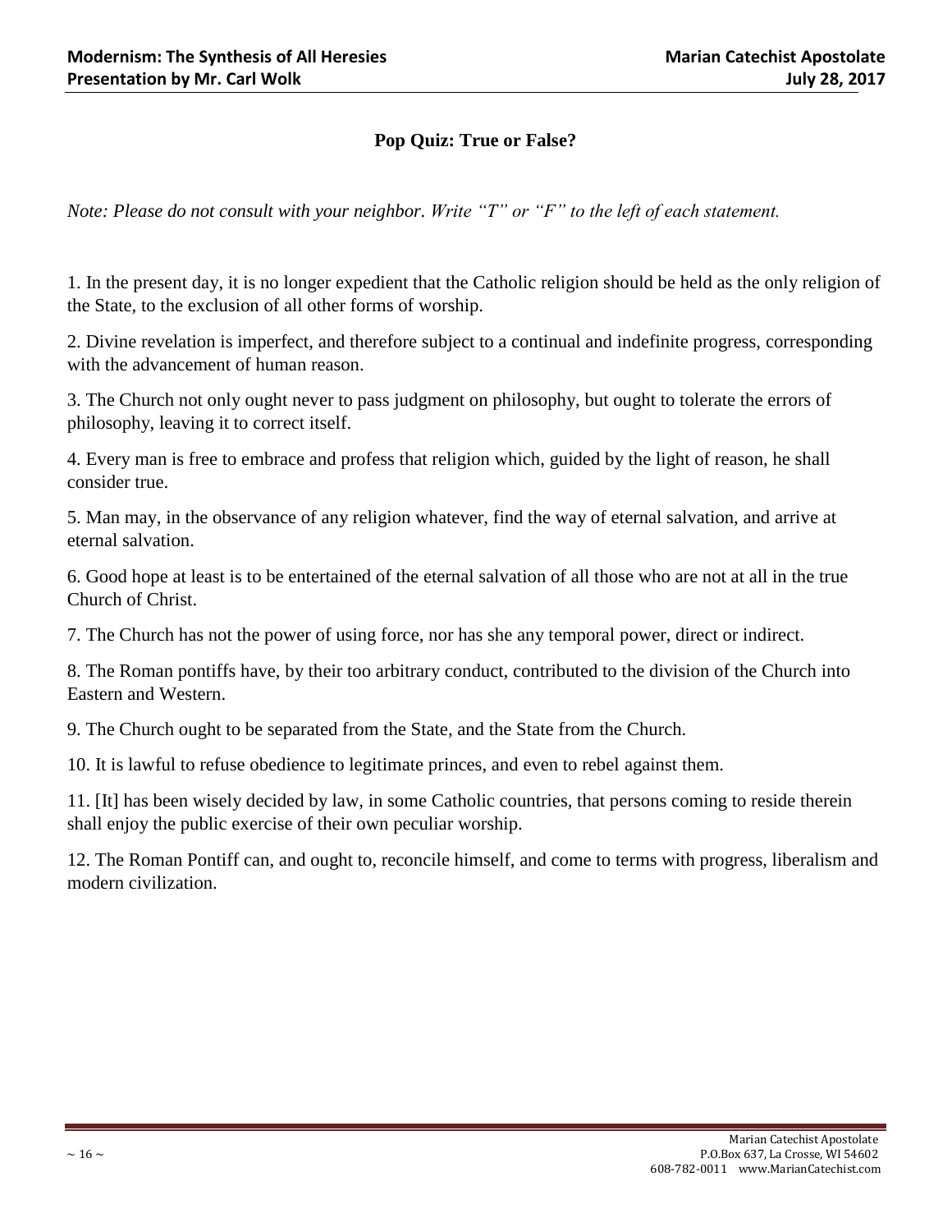## Pop Quiz: True or False?

*Note: Please do not consult with your neighbor. Write "T" or "F" to the left of each statement.*

1. In the present day, it is no longer expedient that the Catholic religion should be held as the only religion of the State, to the exclusion of all other forms of worship.

2. Divine revelation is imperfect, and therefore subject to a continual and indefinite progress, corresponding with the advancement of human reason.

3. The Church not only ought never to pass judgment on philosophy, but ought to tolerate the errors of philosophy, leaving it to correct itself.

4. Every man is free to embrace and profess that religion which, guided by the light of reason, he shall consider true.

5. Man may, in the observance of any religion whatever, find the way of eternal salvation, and arrive at eternal salvation.

6. Good hope at least is to be entertained of the eternal salvation of all those who are not at all in the true Church of Christ.

7. The Church has not the power of using force, nor has she any temporal power, direct or indirect.

8. The Roman pontiffs have, by their too arbitrary conduct, contributed to the division of the Church into Eastern and Western.

9. The Church ought to be separated from the State, and the State from the Church.

10. It is lawful to refuse obedience to legitimate princes, and even to rebel against them.

11. [It] has been wisely decided by law, in some Catholic countries, that persons coming to reside therein shall enjoy the public exercise of their own peculiar worship.

12. The Roman Pontiff can, and ought to, reconcile himself, and come to terms with progress, liberalism and modern civilization.